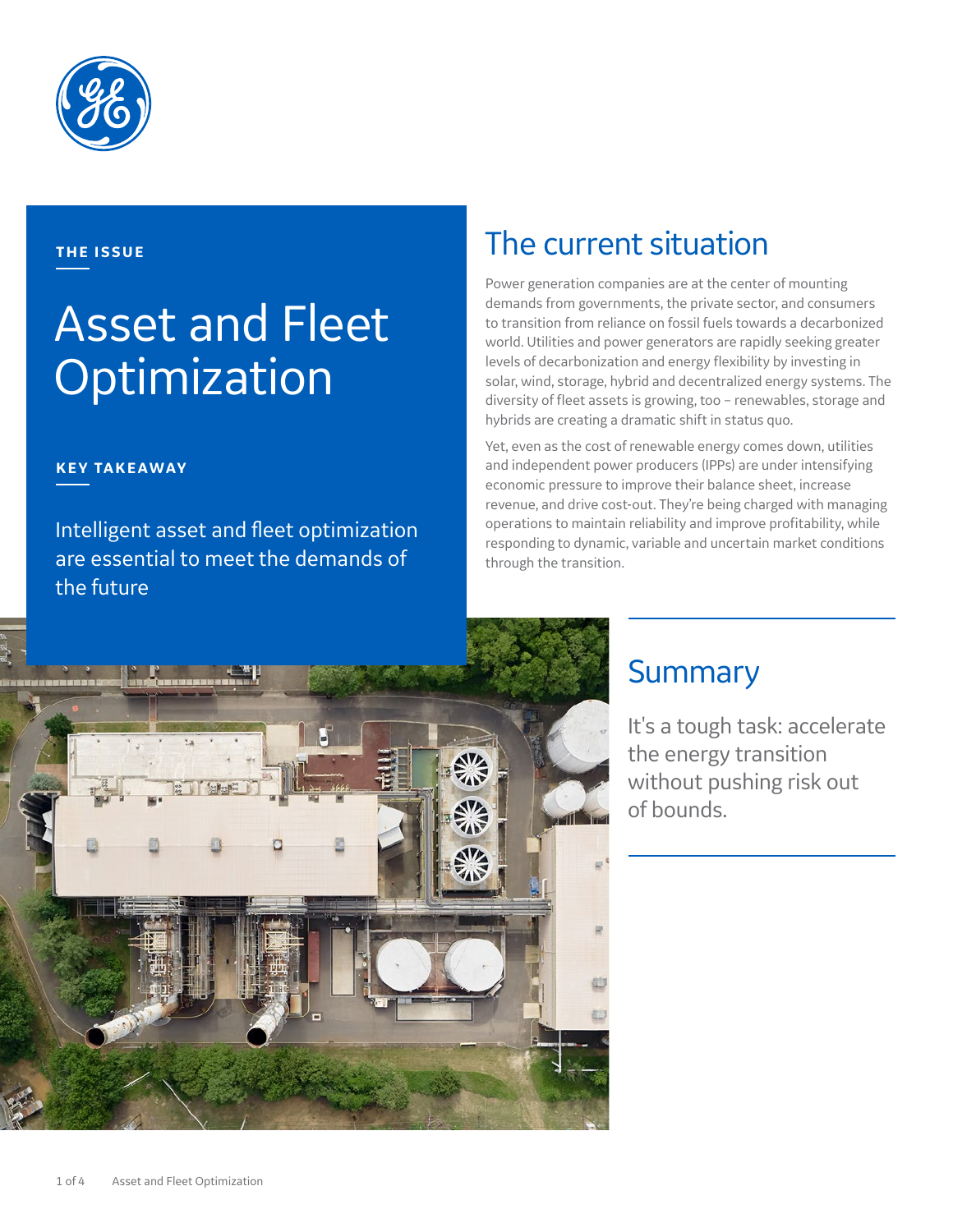THE ISSUE

# Asset and Fleet Optimization

**KEY TAKEAWAY**

Intelligent asset and fleet optimization are essential to meet the demands of the future

## The current situation

Power generation companies are at the center of mounting demands from governments, the private sector, and consumers to transition from reliance on fossil fuels towards a decarbonized world. Utilities and power generators are rapidly seeking greater levels of decarbonization and energy flexibility by investing in solar, wind, storage, hybrid and decentralized energy systems. The diversity of fleet assets is growing, too – renewables, storage and hybrids are creating a dramatic shift in status quo.

Yet, even as the cost of renewable energy comes down, utilities and independent power producers (IPPs) are under intensifying economic pressure to improve their balance sheet, increase revenue, and drive cost-out. They're being charged with managing operations to maintain reliability and improve profitability, while responding to dynamic, variable and uncertain market conditions through the transition.

## Summary

It's a tough task: accelerate the energy transition without pushing risk out of bounds.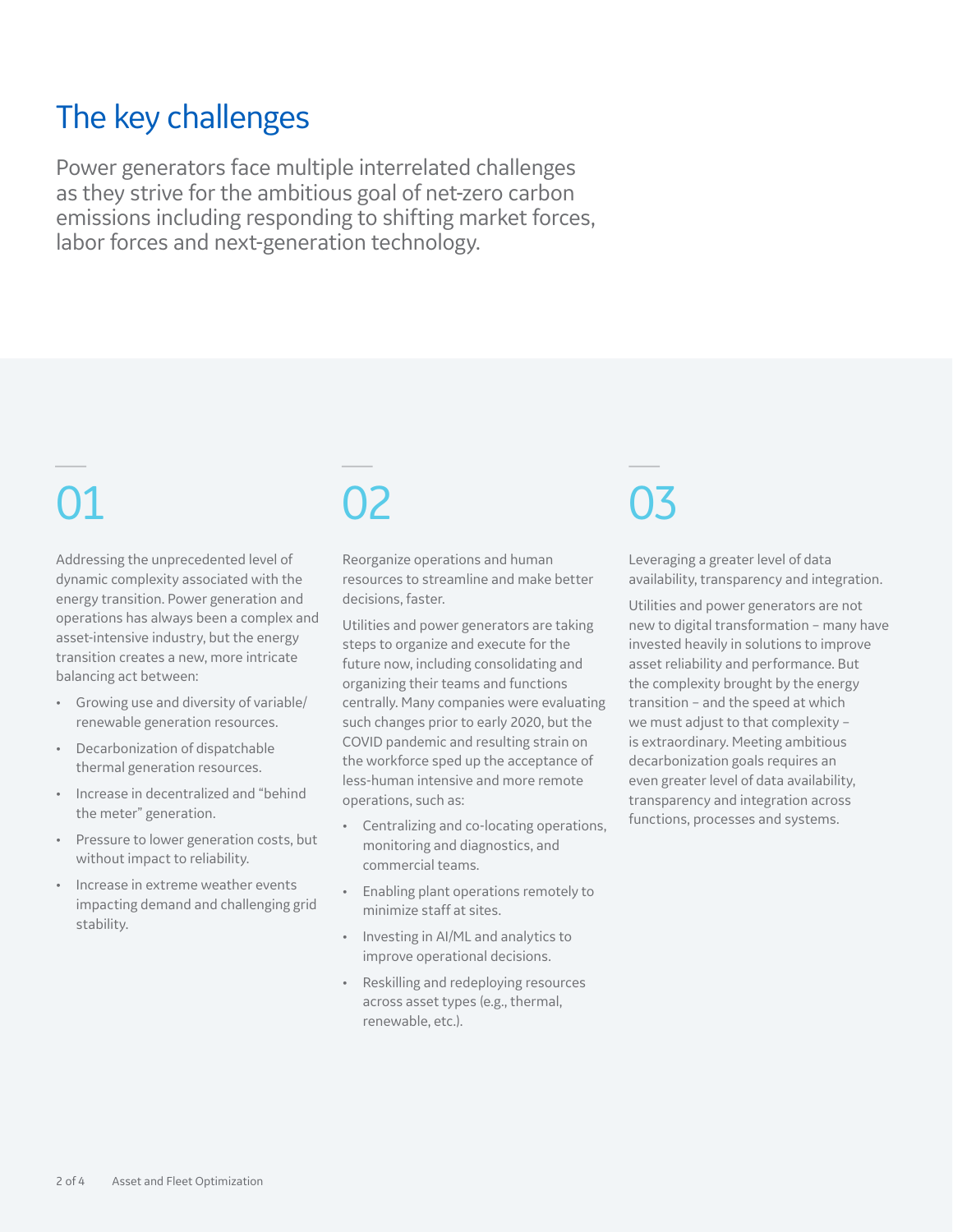# The key challenges

Power generators face multiple interrelated challenges as they strive for the ambitious goal of net-zero carbon emissions including responding to shifting market forces, labor forces and next-generation technology.

## 01

Addressing the unprecedented level of dynamic complexity associated with the energy transition. Power generation and operations has always been a complex and asset-intensive industry, but the energy transition creates a new, more intricate balancing act between:

- Growing use and diversity of variable/renewable generation resources.
- Decarbonization of dispatchable thermal generation resources.
- Increase in decentralized and "behind the meter" generation.
- Pressure to lower generation costs, but without impact to reliability.
- Increase in extreme weather events impacting demand and challenging grid stability.

## 02

Reorganize operations and human resources to streamline and make better decisions, faster.

Utilities and power generators are taking steps to organize and execute for the future now, including consolidating and organizing their teams and functions centrally. Many companies were evaluating such changes prior to early 2020, but the COVID pandemic and resulting strain on the workforce sped up the acceptance of less-human intensive and more remote operations, such as:

- Centralizing and co-locating operations, monitoring and diagnostics, and commercial teams.
- Enabling plant operations remotely to minimize staff at sites.
- Investing in AI/ML and analytics to improve operational decisions.
- Reskilling and redeploying resources across asset types (e.g., thermal, renewable, etc.).

## 03

Leveraging a greater level of data availability, transparency and integration.

Utilities and power generators are not new to digital transformation – many have invested heavily in solutions to improve asset reliability and performance. But the complexity brought by the energy transition – and the speed at which we must adjust to that complexity – is extraordinary. Meeting ambitious decarbonization goals requires an even greater level of data availability, transparency and integration across functions, processes and systems.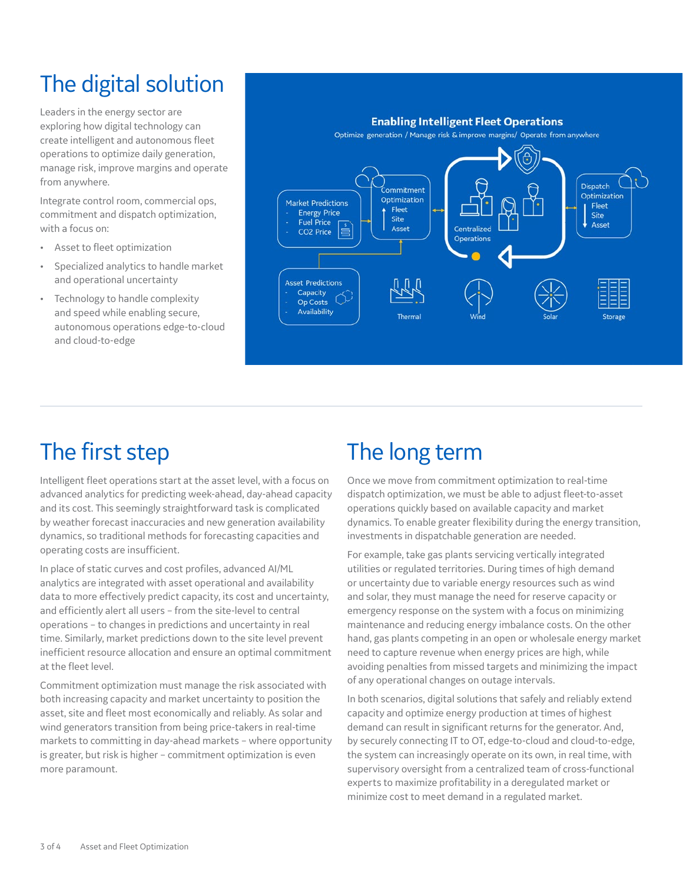# The digital solution

Leaders in the energy sector are exploring how digital technology can create intelligent and autonomous fleet operations to optimize daily generation, manage risk, improve margins and operate from anywhere.

Integrate control room, commercial ops, commitment and dispatch optimization, with a focus on:

- Asset to fleet optimization
- Specialized analytics to handle market and operational uncertainty
- Technology to handle complexity and speed while enabling secure, autonomous operations edge-to-cloud and cloud-to-edge

**Enabling Intelligent Fleet Operations**

Optimize generation / Manage risk & improve margins/ Operate from anywhere

Market Predictions
- Energy Price
- Fuel Price
- CO2 Price

Commitment Optimization
- Fleet
- Site
- Asset

Centralized Operations

Dispatch Optimization
- Fleet
- Site
- Asset

Asset Predictions
- Capacity
- Op Costs
- Availability

Thermal | Wind | Solar | Storage

# The first step

Intelligent fleet operations start at the asset level, with a focus on advanced analytics for predicting week-ahead, day-ahead capacity and its cost. This seemingly straightforward task is complicated by weather forecast inaccuracies and new generation availability dynamics, so traditional methods for forecasting capacities and operating costs are insufficient.

In place of static curves and cost profiles, advanced AI/ML analytics are integrated with asset operational and availability data to more effectively predict capacity, its cost and uncertainty, and efficiently alert all users – from the site-level to central operations – to changes in predictions and uncertainty in real time. Similarly, market predictions down to the site level prevent inefficient resource allocation and ensure an optimal commitment at the fleet level.

Commitment optimization must manage the risk associated with both increasing capacity and market uncertainty to position the asset, site and fleet most economically and reliably. As solar and wind generators transition from being price-takers in real-time markets to committing in day-ahead markets – where opportunity is greater, but risk is higher – commitment optimization is even more paramount.

# The long term

Once we move from commitment optimization to real-time dispatch optimization, we must be able to adjust fleet-to-asset operations quickly based on available capacity and market dynamics. To enable greater flexibility during the energy transition, investments in dispatchable generation are needed.

For example, take gas plants servicing vertically integrated utilities or regulated territories. During times of high demand or uncertainty due to variable energy resources such as wind and solar, they must manage the need for reserve capacity or emergency response on the system with a focus on minimizing maintenance and reducing energy imbalance costs. On the other hand, gas plants competing in an open or wholesale energy market need to capture revenue when energy prices are high, while avoiding penalties from missed targets and minimizing the impact of any operational changes on outage intervals.

In both scenarios, digital solutions that safely and reliably extend capacity and optimize energy production at times of highest demand can result in significant returns for the generator. And, by securely connecting IT to OT, edge-to-cloud and cloud-to-edge, the system can increasingly operate on its own, in real time, with supervisory oversight from a centralized team of cross-functional experts to maximize profitability in a deregulated market or minimize cost to meet demand in a regulated market.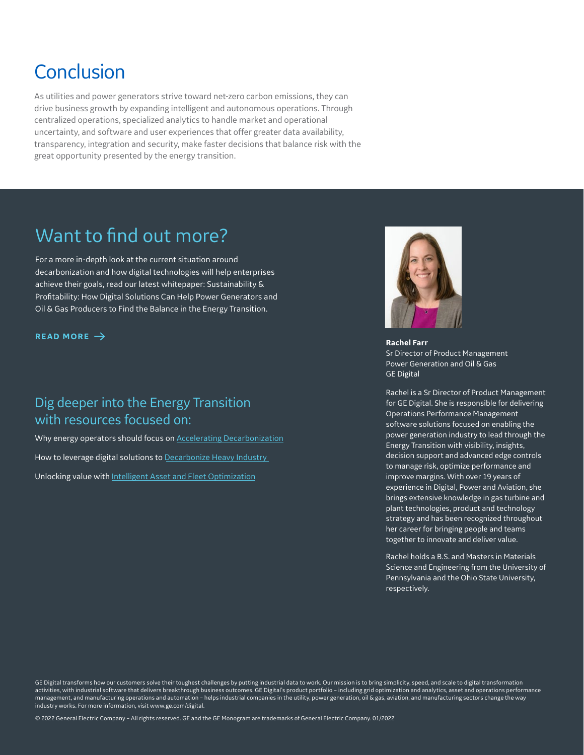# Conclusion

As utilities and power generators strive toward net-zero carbon emissions, they can drive business growth by expanding intelligent and autonomous operations. Through centralized operations, specialized analytics to handle market and operational uncertainty, and software and user experiences that offer greater data availability, transparency, integration and security, make faster decisions that balance risk with the great opportunity presented by the energy transition.

## Want to find out more?

For a more in-depth look at the current situation around decarbonization and how digital technologies will help enterprises achieve their goals, read our latest whitepaper: Sustainability & Profitability: How Digital Solutions Can Help Power Generators and Oil & Gas Producers to Find the Balance in the Energy Transition.

**READ MORE →**

## Dig deeper into the Energy Transition with resources focused on:

Why energy operators should focus on Accelerating Decarbonization

How to leverage digital solutions to Decarbonize Heavy Industry

Unlocking value with Intelligent Asset and Fleet Optimization

**Rachel Farr**
Sr Director of Product Management
Power Generation and Oil & Gas
GE Digital

Rachel is a Sr Director of Product Management for GE Digital. She is responsible for delivering Operations Performance Management software solutions focused on enabling the power generation industry to lead through the Energy Transition with visibility, insights, decision support and advanced edge controls to manage risk, optimize performance and improve margins. With over 19 years of experience in Digital, Power and Aviation, she brings extensive knowledge in gas turbine and plant technologies, product and technology strategy and has been recognized throughout her career for bringing people and teams together to innovate and deliver value.

Rachel holds a B.S. and Masters in Materials Science and Engineering from the University of Pennsylvania and the Ohio State University, respectively.

GE Digital transforms how our customers solve their toughest challenges by putting industrial data to work. Our mission is to bring simplicity, speed, and scale to digital transformation activities, with industrial software that delivers breakthrough business outcomes. GE Digital's product portfolio – including grid optimization and analytics, asset and operations performance management, and manufacturing operations and automation – helps industrial companies in the utility, power generation, oil & gas, aviation, and manufacturing sectors change the way industry works. For more information, visit www.ge.com/digital.

© 2022 General Electric Company – All rights reserved. GE and the GE Monogram are trademarks of General Electric Company. 01/2022